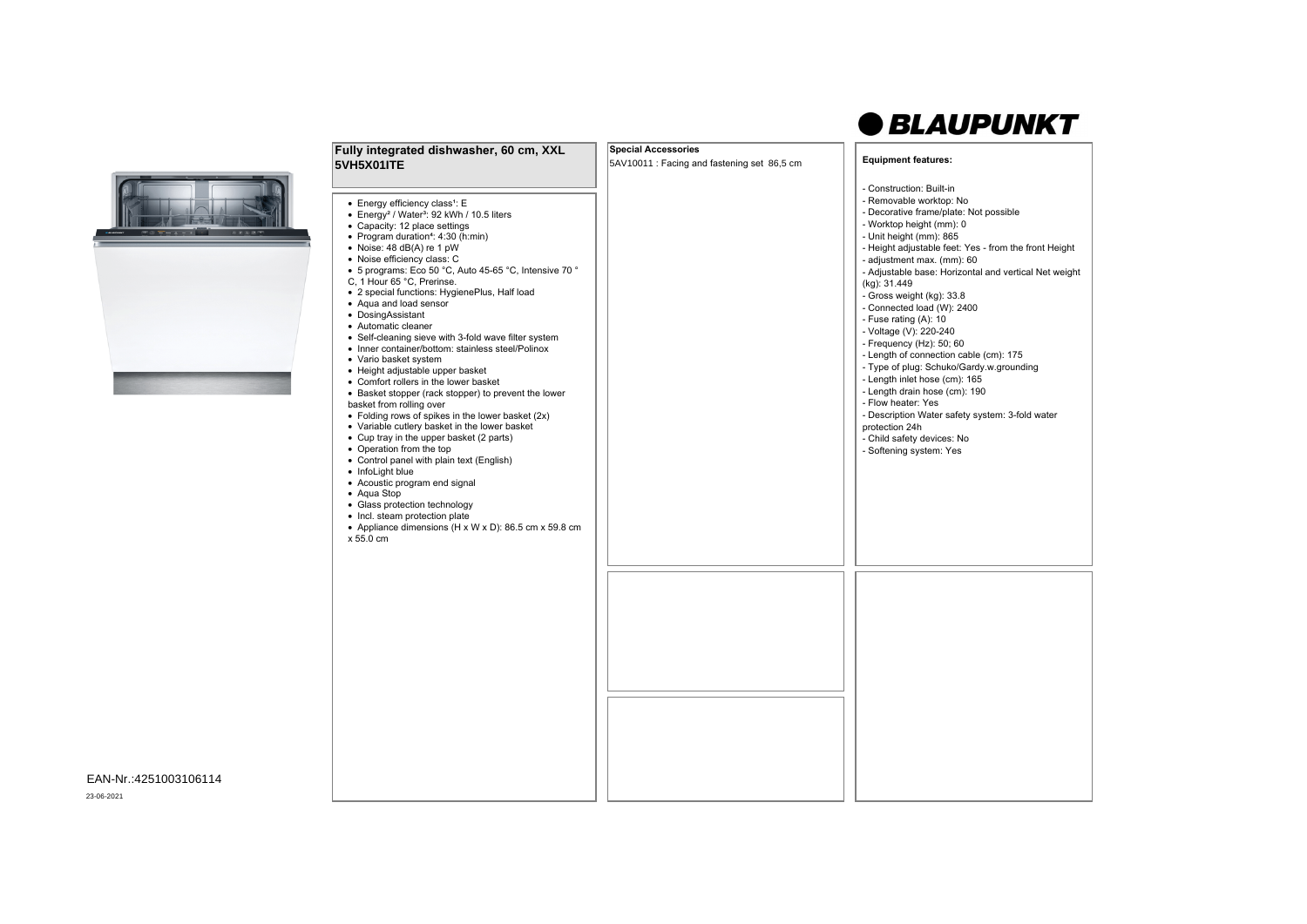BLAUPUNKT

## Fully integrated dishwasher, 60 cm, XXL
## 5VH5X01ITE

- Energy efficiency class[1]: E
- Energy[2] / Water[3]: 92 kWh / 10.5 liters
- Capacity: 12 place settings
- Program duration[4]: 4:30 (h:min)
- Noise: 48 dB(A) re 1 pW
- Noise efficiency class: C
- 5 programs: Eco 50 °C, Auto 45-65 °C, Intensive 70 °C, 1 Hour 65 °C, Prerinse.
- 2 special functions: HygienePlus, Half load
- Aqua and load sensor
- DosingAssistant
- Automatic cleaner
- Self-cleaning sieve with 3-fold wave filter system
- Inner container/bottom: stainless steel/Polinox
- Vario basket system
- Height adjustable upper basket
- Comfort rollers in the lower basket
- Basket stopper (rack stopper) to prevent the lower basket from rolling over
- Folding rows of spikes in the lower basket (2x)
- Variable cutlery basket in the lower basket
- Cup tray in the upper basket (2 parts)
- Operation from the top
- Control panel with plain text (English)
- InfoLight blue
- Acoustic program end signal
- Aqua Stop
- Glass protection technology
- Incl. steam protection plate
- Appliance dimensions (H x W x D): 86.5 cm x 59.8 cm x 55.0 cm

### Special Accessories

5AV10011 : Facing and fastening set 86,5 cm

### Equipment features:

- Construction: Built-in
- Removable worktop: No
- Decorative frame/plate: Not possible
- Worktop height (mm): 0
- Unit height (mm): 865
- Height adjustable feet: Yes - from the front Height
- adjustment max. (mm): 60
- Adjustable base: Horizontal and vertical Net weight (kg): 31.449
- Gross weight (kg): 33.8
- Connected load (W): 2400
- Fuse rating (A): 10
- Voltage (V): 220-240
- Frequency (Hz): 50; 60
- Length of connection cable (cm): 175
- Type of plug: Schuko/Gardy.w.grounding
- Length inlet hose (cm): 165
- Length drain hose (cm): 190
- Flow heater: Yes
- Description Water safety system: 3-fold water protection 24h
- Child safety devices: No
- Softening system: Yes

EAN-Nr.:4251003106114

23-06-2021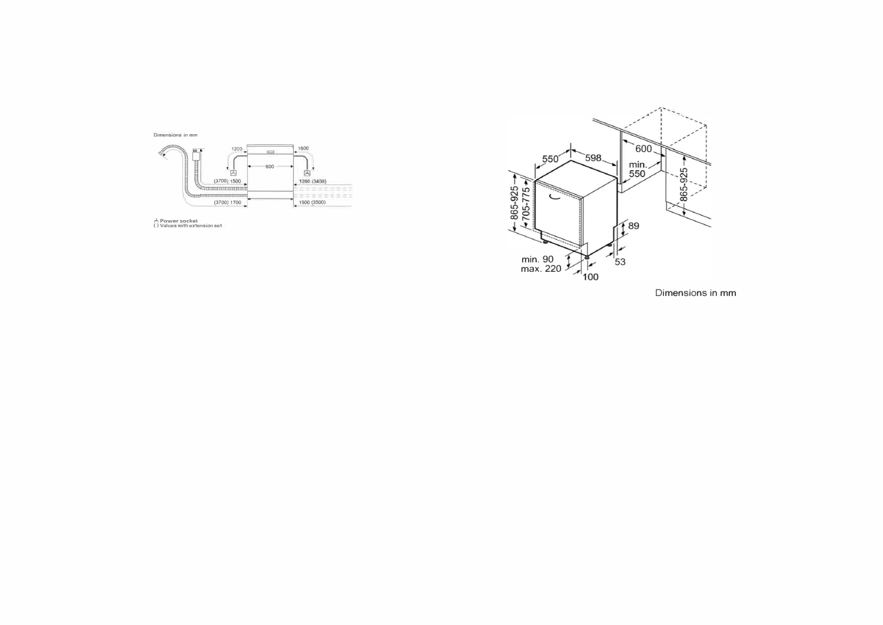Dimensions in mm

1200
1600
600
(3700) 1500
1200 (3400)
(3700) 1700
1500 (3500)

Power socket
( ) Values with extension set

550
598
600
min. 550
865-925
705-775
865-925
89
min. 90
max. 220
100
53

Dimensions in mm